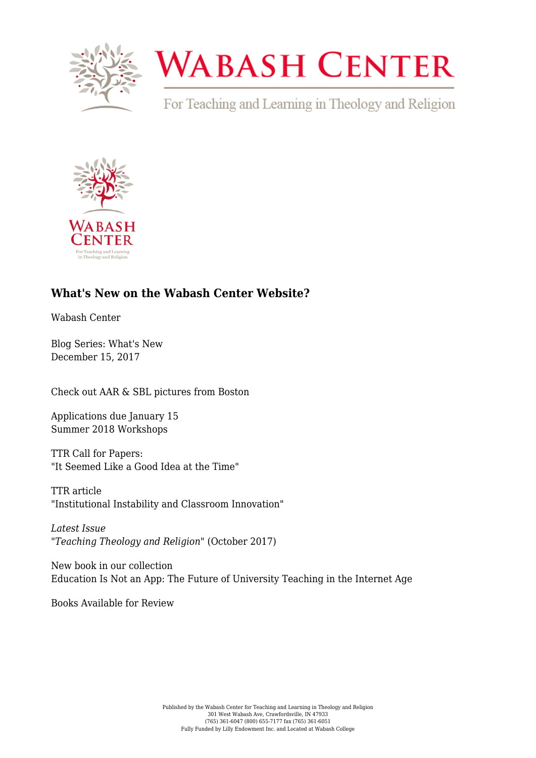# What's New on the Wabash Center Website?

Wabash Center

Blog Series: What's New
December 15, 2017

Check out AAR & SBL pictures from Boston

Applications due January 15
Summer 2018 Workshops

TTR Call for Papers:
"It Seemed Like a Good Idea at the Time"

TTR article
"Institutional Instability and Classroom Innovation"

*Latest Issue*
"*Teaching Theology and Religion*" (October 2017)

New book in our collection
Education Is Not an App: The Future of University Teaching in the Internet Age

Books Available for Review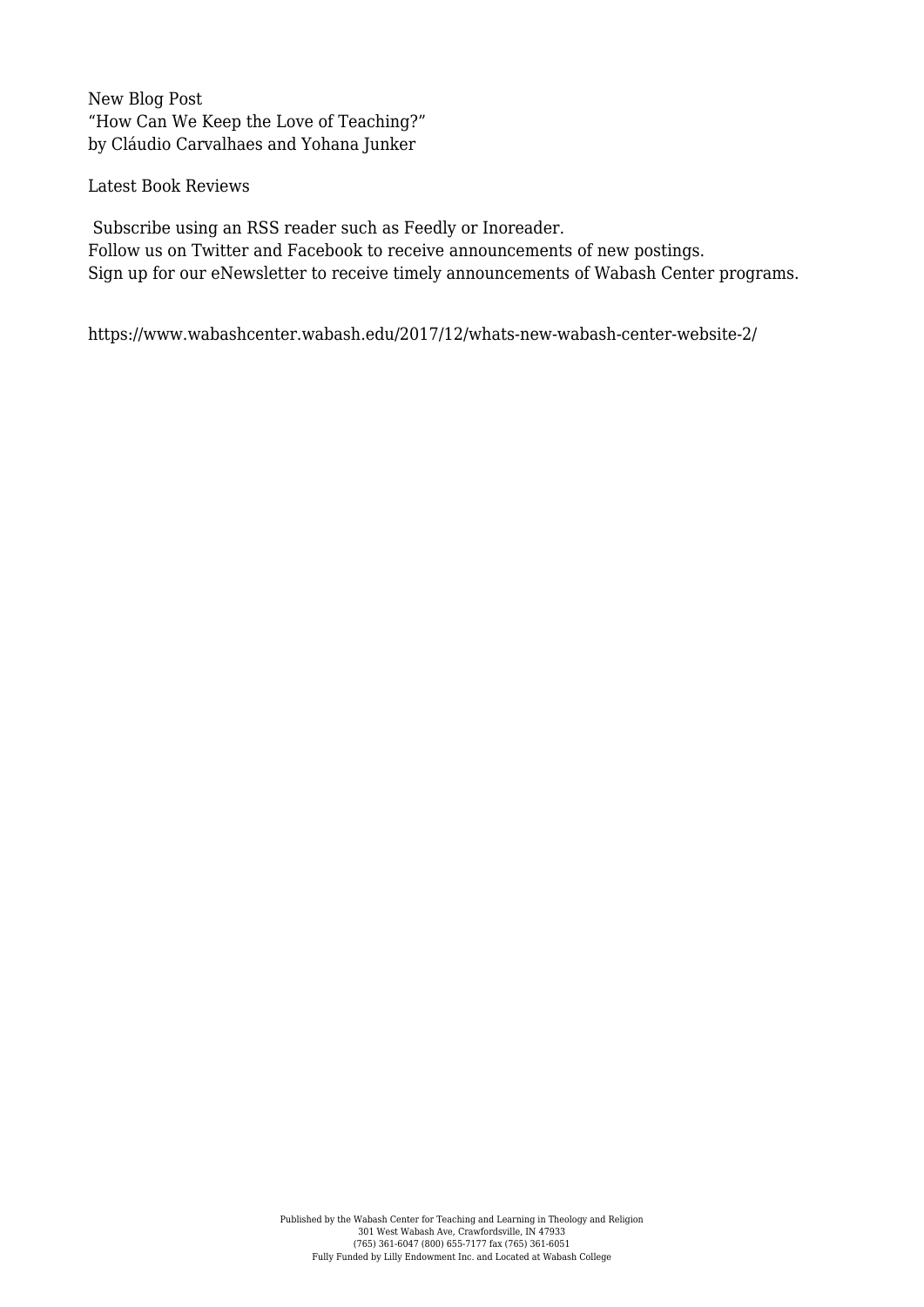New Blog Post
"How Can We Keep the Love of Teaching?"
by Cláudio Carvalhaes and Yohana Junker

Latest Book Reviews

Subscribe using an RSS reader such as Feedly or Inoreader.
Follow us on Twitter and Facebook to receive announcements of new postings.
Sign up for our eNewsletter to receive timely announcements of Wabash Center programs.

https://www.wabashcenter.wabash.edu/2017/12/whats-new-wabash-center-website-2/